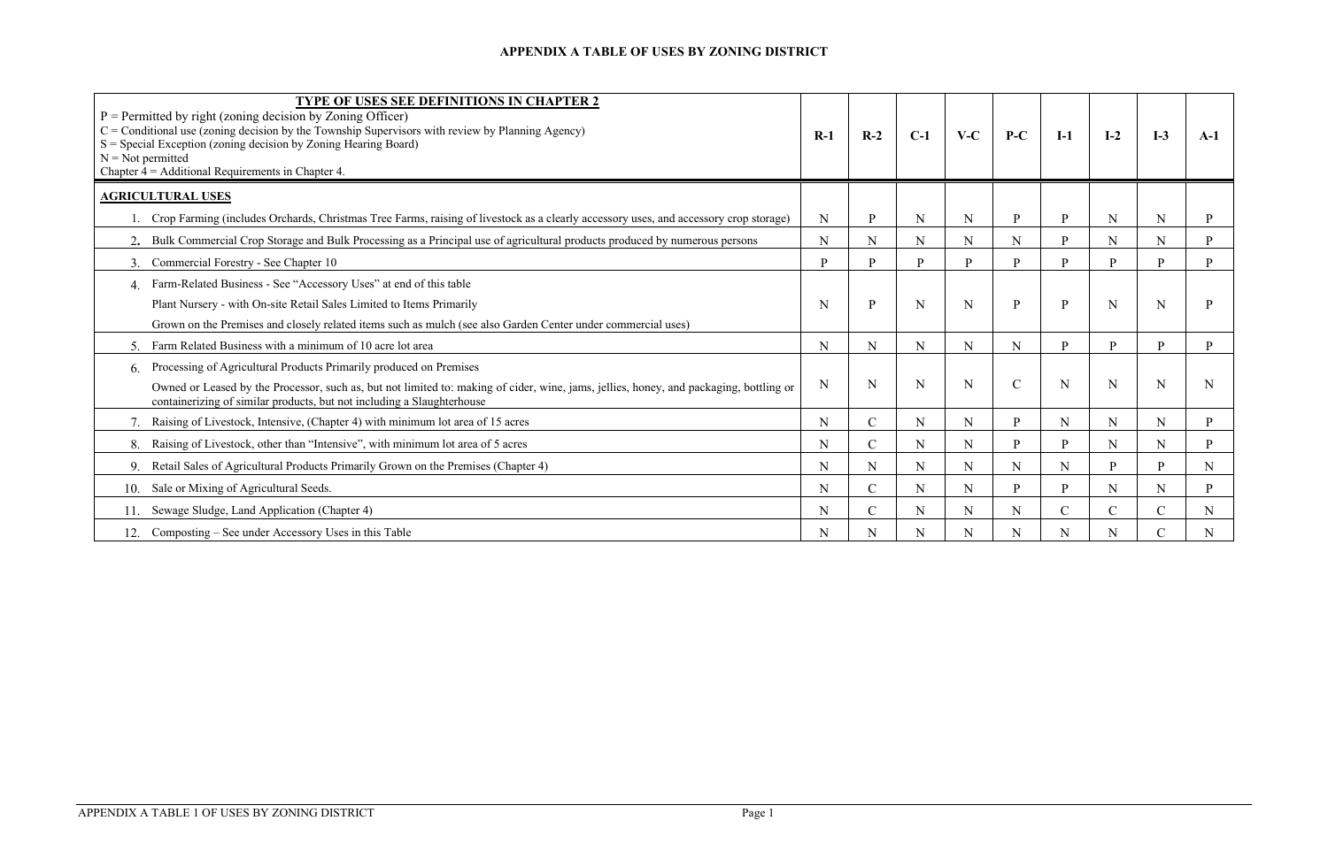# APPENDIX A TABLE OF USES BY ZONING DISTRICT

| **TYPE OF USES SEE DEFINITIONS IN CHAPTER 2**<br>P = Permitted by right (zoning decision by Zoning Officer)<br>C = Conditional use (zoning decision by the Township Supervisors with review by Planning Agency)<br>S = Special Exception (zoning decision by Zoning Hearing Board)<br>N = Not permitted<br>Chapter 4 = Additional Requirements in Chapter 4. | R-1 | R-2 | C-1 | V-C | P-C | I-1 | I-2 | I-3 | A-1 |
|---|---|---|---|---|---|---|---|---|---|
| **AGRICULTURAL USES** | | | | | | | | | |
| 1. Crop Farming (includes Orchards, Christmas Tree Farms, raising of livestock as a clearly accessory uses, and accessory crop storage) | N | P | N | N | P | P | N | N | P |
| 2. Bulk Commercial Crop Storage and Bulk Processing as a Principal use of agricultural products produced by numerous persons | N | N | N | N | N | P | N | N | P |
| 3. Commercial Forestry - See Chapter 10 | P | P | P | P | P | P | P | P | P |
| 4. Farm-Related Business - See "Accessory Uses" at end of this table<br>Plant Nursery - with On-site Retail Sales Limited to Items Primarily<br>Grown on the Premises and closely related items such as mulch (see also Garden Center under commercial uses) | N | P | N | N | P | P | N | N | P |
| 5. Farm Related Business with a minimum of 10 acre lot area | N | N | N | N | N | P | P | P | P |
| 6. Processing of Agricultural Products Primarily produced on Premises<br>Owned or Leased by the Processor, such as, but not limited to: making of cider, wine, jams, jellies, honey, and packaging, bottling or containerizing of similar products, but not including a Slaughterhouse | N | N | N | N | C | N | N | N | N |
| 7. Raising of Livestock, Intensive, (Chapter 4) with minimum lot area of 15 acres | N | C | N | N | P | N | N | N | P |
| 8. Raising of Livestock, other than "Intensive", with minimum lot area of 5 acres | N | C | N | N | P | P | N | N | P |
| 9. Retail Sales of Agricultural Products Primarily Grown on the Premises (Chapter 4) | N | N | N | N | N | N | P | P | N |
| 10. Sale or Mixing of Agricultural Seeds. | N | C | N | N | P | P | N | N | P |
| 11. Sewage Sludge, Land Application (Chapter 4) | N | C | N | N | N | C | C | C | N |
| 12. Composting – See under Accessory Uses in this Table | N | N | N | N | N | N | N | C | N |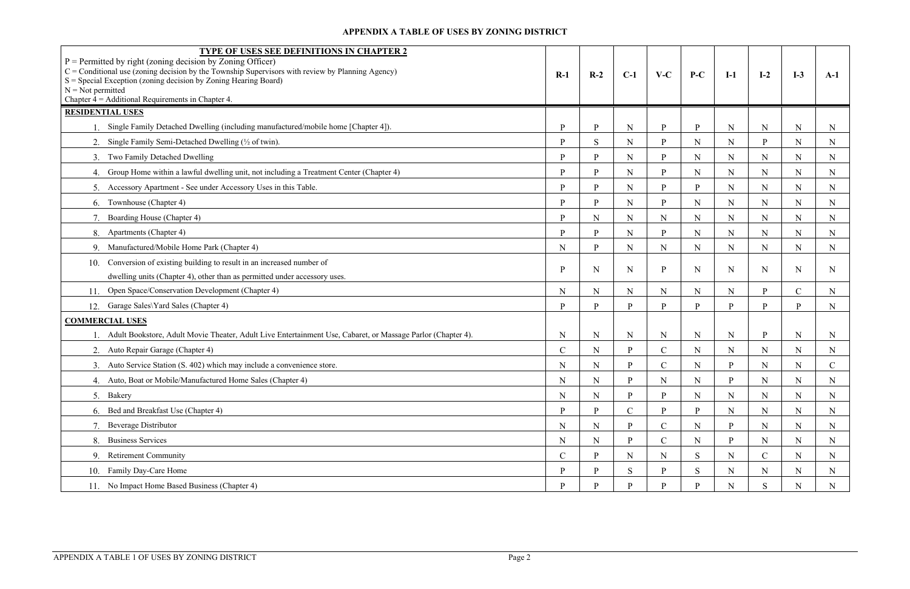## APPENDIX A TABLE OF USES BY ZONING DISTRICT

| TYPE OF USES SEE DEFINITIONS IN CHAPTER 2<br>P = Permitted by right (zoning decision by Zoning Officer)<br>C = Conditional use (zoning decision by the Township Supervisors with review by Planning Agency)<br>S = Special Exception (zoning decision by Zoning Hearing Board)<br>N = Not permitted<br>Chapter 4 = Additional Requirements in Chapter 4. | R-1 | R-2 | C-1 | V-C | P-C | I-1 | I-2 | I-3 | A-1 |
|---|---|---|---|---|---|---|---|---|---|
| **RESIDENTIAL USES** | | | | | | | | | |
| 1. Single Family Detached Dwelling (including manufactured/mobile home [Chapter 4]). | P | P | N | P | P | N | N | N | N |
| 2. Single Family Semi-Detached Dwelling (½ of twin). | P | S | N | P | N | N | P | N | N |
| 3. Two Family Detached Dwelling | P | P | N | P | N | N | N | N | N |
| 4. Group Home within a lawful dwelling unit, not including a Treatment Center (Chapter 4) | P | P | N | P | N | N | N | N | N |
| 5. Accessory Apartment - See under Accessory Uses in this Table. | P | P | N | P | P | N | N | N | N |
| 6. Townhouse (Chapter 4) | P | P | N | P | N | N | N | N | N |
| 7. Boarding House (Chapter 4) | P | N | N | N | N | N | N | N | N |
| 8. Apartments (Chapter 4) | P | P | N | P | N | N | N | N | N |
| 9. Manufactured/Mobile Home Park (Chapter 4) | N | P | N | N | N | N | N | N | N |
| 10. Conversion of existing building to result in an increased number of dwelling units (Chapter 4), other than as permitted under accessory uses. | P | N | N | P | N | N | N | N | N |
| 11. Open Space/Conservation Development (Chapter 4) | N | N | N | N | N | N | P | C | N |
| 12. Garage Sales\Yard Sales (Chapter 4) | P | P | P | P | P | P | P | P | N |
| **COMMERCIAL USES** | | | | | | | | | |
| 1. Adult Bookstore, Adult Movie Theater, Adult Live Entertainment Use, Cabaret, or Massage Parlor (Chapter 4). | N | N | N | N | N | N | P | N | N |
| 2. Auto Repair Garage (Chapter 4) | C | N | P | C | N | N | N | N | N |
| 3. Auto Service Station (S. 402) which may include a convenience store. | N | N | P | C | N | P | N | N | C |
| 4. Auto, Boat or Mobile/Manufactured Home Sales (Chapter 4) | N | N | P | N | N | P | N | N | N |
| 5. Bakery | N | N | P | P | N | N | N | N | N |
| 6. Bed and Breakfast Use (Chapter 4) | P | P | C | P | P | N | N | N | N |
| 7. Beverage Distributor | N | N | P | C | N | P | N | N | N |
| 8. Business Services | N | N | P | C | N | P | N | N | N |
| 9. Retirement Community | C | P | N | N | S | N | C | N | N |
| 10. Family Day-Care Home | P | P | S | P | S | N | N | N | N |
| 11. No Impact Home Based Business (Chapter 4) | P | P | P | P | P | N | S | N | N |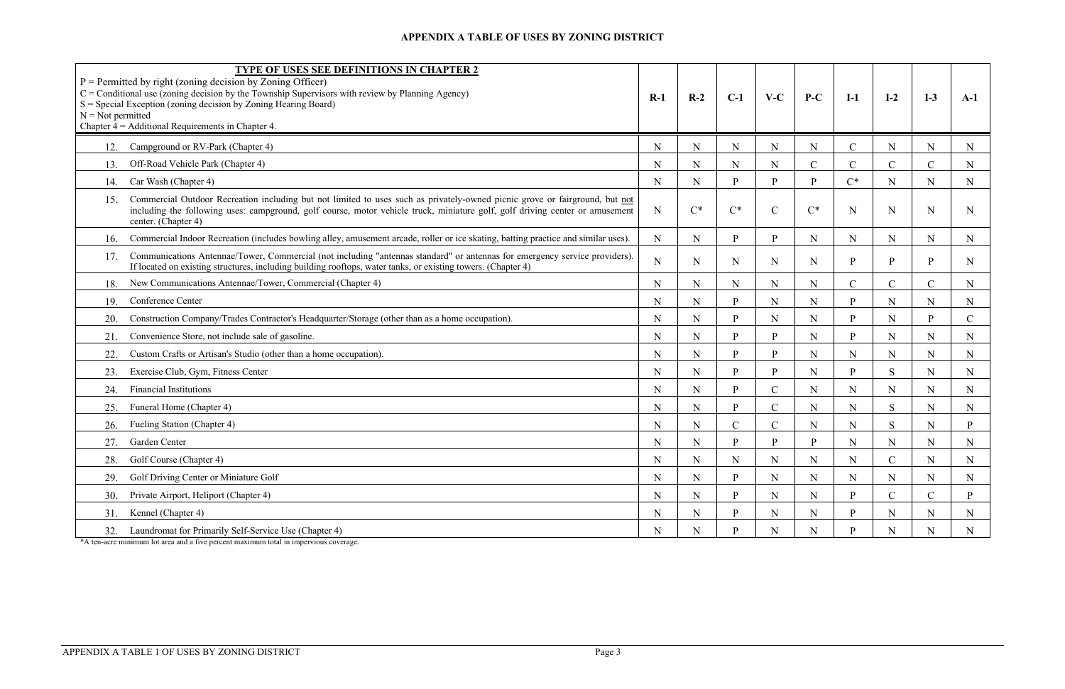# APPENDIX A TABLE OF USES BY ZONING DISTRICT

| **TYPE OF USES SEE DEFINITIONS IN CHAPTER 2**<br>P = Permitted by right (zoning decision by Zoning Officer)<br>C = Conditional use (zoning decision by the Township Supervisors with review by Planning Agency)<br>S = Special Exception (zoning decision by Zoning Hearing Board)<br>N = Not permitted<br>Chapter 4 = Additional Requirements in Chapter 4. | R-1 | R-2 | C-1 | V-C | P-C | I-1 | I-2 | I-3 | A-1 |
|---|---|---|---|---|---|---|---|---|---|
| 12. Campground or RV-Park (Chapter 4) | N | N | N | N | N | C | N | N | N |
| 13. Off-Road Vehicle Park (Chapter 4) | N | N | N | N | C | C | C | C | N |
| 14. Car Wash (Chapter 4) | N | N | P | P | P | C* | N | N | N |
| 15. Commercial Outdoor Recreation including but not limited to uses such as privately-owned picnic grove or fairground, but not including the following uses: campground, golf course, motor vehicle truck, miniature golf, golf driving center or amusement center. (Chapter 4) | N | C* | C* | C | C* | N | N | N | N |
| 16. Commercial Indoor Recreation (includes bowling alley, amusement arcade, roller or ice skating, batting practice and similar uses). | N | N | P | P | N | N | N | N | N |
| 17. Communications Antennae/Tower, Commercial (not including "antennas standard" or antennas for emergency service providers). If located on existing structures, including building rooftops, water tanks, or existing towers. (Chapter 4) | N | N | N | N | N | P | P | P | N |
| 18. New Communications Antennae/Tower, Commercial (Chapter 4) | N | N | N | N | N | C | C | C | N |
| 19. Conference Center | N | N | P | N | N | P | N | N | N |
| 20. Construction Company/Trades Contractor's Headquarter/Storage (other than as a home occupation). | N | N | P | N | N | P | N | P | C |
| 21. Convenience Store, not include sale of gasoline. | N | N | P | P | N | P | N | N | N |
| 22. Custom Crafts or Artisan's Studio (other than a home occupation). | N | N | P | P | N | N | N | N | N |
| 23. Exercise Club, Gym, Fitness Center | N | N | P | P | N | P | S | N | N |
| 24. Financial Institutions | N | N | P | C | N | N | N | N | N |
| 25. Funeral Home (Chapter 4) | N | N | P | C | N | N | S | N | N |
| 26. Fueling Station (Chapter 4) | N | N | C | C | N | N | S | N | P |
| 27. Garden Center | N | N | P | P | P | N | N | N | N |
| 28. Golf Course (Chapter 4) | N | N | N | N | N | N | C | N | N |
| 29. Golf Driving Center or Miniature Golf | N | N | P | N | N | N | N | N | N |
| 30. Private Airport, Heliport (Chapter 4) | N | N | P | N | N | P | C | C | P |
| 31. Kennel (Chapter 4) | N | N | P | N | N | P | N | N | N |
| 32. Laundromat for Primarily Self-Service Use (Chapter 4) | N | N | P | N | N | P | N | N | N |

*A ten-acre minimum lot area and a five percent maximum total in impervious coverage.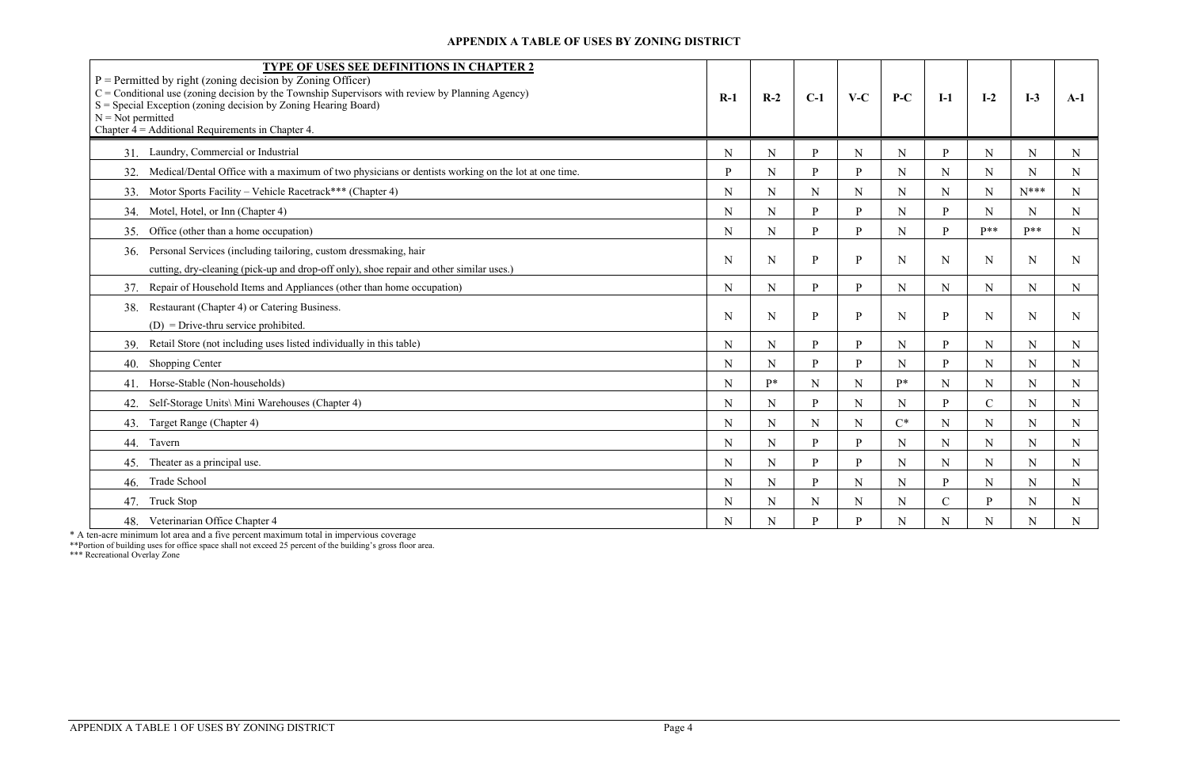# APPENDIX A TABLE OF USES BY ZONING DISTRICT

| TYPE OF USES SEE DEFINITIONS IN CHAPTER 2<br>P = Permitted by right (zoning decision by Zoning Officer)<br>C = Conditional use (zoning decision by the Township Supervisors with review by Planning Agency)<br>S = Special Exception (zoning decision by Zoning Hearing Board)<br>N = Not permitted<br>Chapter 4 = Additional Requirements in Chapter 4. | R-1 | R-2 | C-1 | V-C | P-C | I-1 | I-2 | I-3 | A-1 |
|---|---|---|---|---|---|---|---|---|---|
| 31. Laundry, Commercial or Industrial | N | N | P | N | N | P | N | N | N |
| 32. Medical/Dental Office with a maximum of two physicians or dentists working on the lot at one time. | P | N | P | P | N | N | N | N | N |
| 33. Motor Sports Facility – Vehicle Racetrack*** (Chapter 4) | N | N | N | N | N | N | N | N*** | N |
| 34. Motel, Hotel, or Inn (Chapter 4) | N | N | P | P | N | P | N | N | N |
| 35. Office (other than a home occupation) | N | N | P | P | N | P | P** | P** | N |
| 36. Personal Services (including tailoring, custom dressmaking, hair cutting, dry-cleaning (pick-up and drop-off only), shoe repair and other similar uses.) | N | N | P | P | N | N | N | N | N |
| 37. Repair of Household Items and Appliances (other than home occupation) | N | N | P | P | N | N | N | N | N |
| 38. Restaurant (Chapter 4) or Catering Business.<br>(D) = Drive-thru service prohibited. | N | N | P | P | N | P | N | N | N |
| 39. Retail Store (not including uses listed individually in this table) | N | N | P | P | N | P | N | N | N |
| 40. Shopping Center | N | N | P | P | N | P | N | N | N |
| 41. Horse-Stable (Non-households) | N | P* | N | N | P* | N | N | N | N |
| 42. Self-Storage Units\ Mini Warehouses (Chapter 4) | N | N | P | N | N | P | C | N | N |
| 43. Target Range (Chapter 4) | N | N | N | N | C* | N | N | N | N |
| 44. Tavern | N | N | P | P | N | N | N | N | N |
| 45. Theater as a principal use. | N | N | P | P | N | N | N | N | N |
| 46. Trade School | N | N | P | N | N | P | N | N | N |
| 47. Truck Stop | N | N | N | N | N | C | P | N | N |
| 48. Veterinarian Office Chapter 4 | N | N | P | P | N | N | N | N | N |

* A ten-acre minimum lot area and a five percent maximum total in impervious coverage

**Portion of building uses for office space shall not exceed 25 percent of the building's gross floor area.

*** Recreational Overlay Zone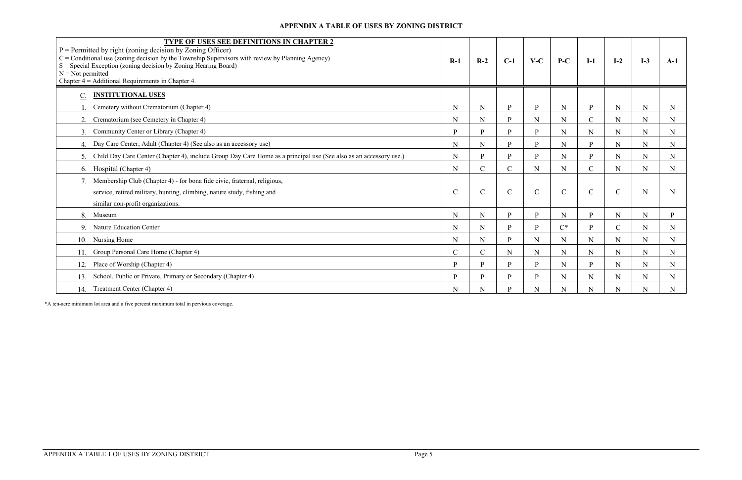## APPENDIX A TABLE OF USES BY ZONING DISTRICT

| **TYPE OF USES SEE DEFINITIONS IN CHAPTER 2**<br>P = Permitted by right (zoning decision by Zoning Officer)<br>C = Conditional use (zoning decision by the Township Supervisors with review by Planning Agency)<br>S = Special Exception (zoning decision by Zoning Hearing Board)<br>N = Not permitted<br>Chapter 4 = Additional Requirements in Chapter 4. | R-1 | R-2 | C-1 | V-C | P-C | I-1 | I-2 | I-3 | A-1 |
|---|---|---|---|---|---|---|---|---|---|
| C. **INSTITUTIONAL USES** | | | | | | | | | |
| 1. Cemetery without Crematorium (Chapter 4) | N | N | P | P | N | P | N | N | N |
| 2. Crematorium (see Cemetery in Chapter 4) | N | N | P | N | N | C | N | N | N |
| 3. Community Center or Library (Chapter 4) | P | P | P | P | N | N | N | N | N |
| 4. Day Care Center, Adult (Chapter 4) (See also as an accessory use) | N | N | P | P | N | P | N | N | N |
| 5. Child Day Care Center (Chapter 4), include Group Day Care Home as a principal use (See also as an accessory use.) | N | P | P | P | N | P | N | N | N |
| 6. Hospital (Chapter 4) | N | C | C | N | N | C | N | N | N |
| 7. Membership Club (Chapter 4) - for bona fide civic, fraternal, religious, service, retired military, hunting, climbing, nature study, fishing and similar non-profit organizations. | C | C | C | C | C | C | C | N | N |
| 8. Museum | N | N | P | P | N | P | N | N | P |
| 9. Nature Education Center | N | N | P | P | C* | P | C | N | N |
| 10. Nursing Home | N | N | P | N | N | N | N | N | N |
| 11. Group Personal Care Home (Chapter 4) | C | C | N | N | N | N | N | N | N |
| 12. Place of Worship (Chapter 4) | P | P | P | P | N | P | N | N | N |
| 13. School, Public or Private, Primary or Secondary (Chapter 4) | P | P | P | P | N | N | N | N | N |
| 14. Treatment Center (Chapter 4) | N | N | P | N | N | N | N | N | N |

*A ten-acre minimum lot area and a five percent maximum total in pervious coverage.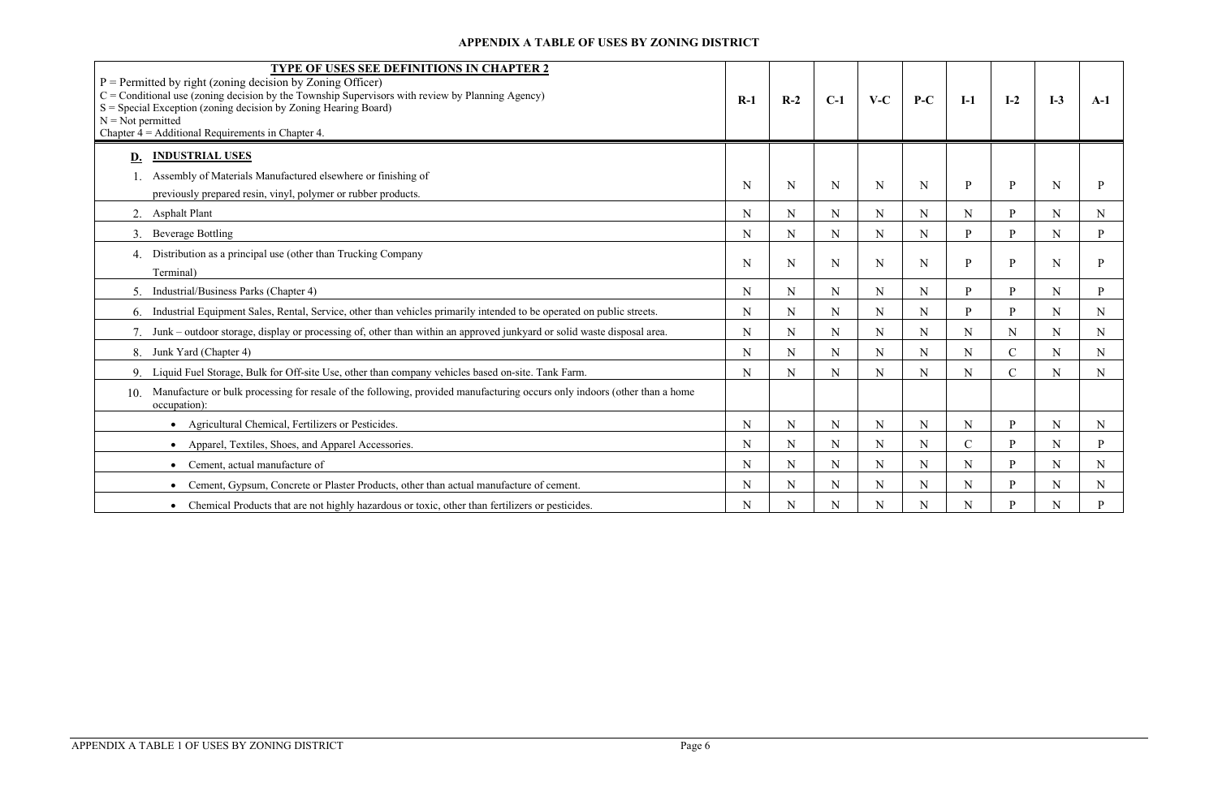# APPENDIX A TABLE OF USES BY ZONING DISTRICT

| TYPE OF USES SEE DEFINITIONS IN CHAPTER 2<br>P = Permitted by right (zoning decision by Zoning Officer)<br>C = Conditional use (zoning decision by the Township Supervisors with review by Planning Agency)<br>S = Special Exception (zoning decision by Zoning Hearing Board)<br>N = Not permitted<br>Chapter 4 = Additional Requirements in Chapter 4. | R-1 | R-2 | C-1 | V-C | P-C | I-1 | I-2 | I-3 | A-1 |
|---|---|---|---|---|---|---|---|---|---|
| **D. INDUSTRIAL USES** | | | | | | | | | |
| 1. Assembly of Materials Manufactured elsewhere or finishing of previously prepared resin, vinyl, polymer or rubber products. | N | N | N | N | N | P | P | N | P |
| 2. Asphalt Plant | N | N | N | N | N | N | P | N | N |
| 3. Beverage Bottling | N | N | N | N | N | P | P | N | P |
| 4. Distribution as a principal use (other than Trucking Company Terminal) | N | N | N | N | N | P | P | N | P |
| 5. Industrial/Business Parks (Chapter 4) | N | N | N | N | N | P | P | N | P |
| 6. Industrial Equipment Sales, Rental, Service, other than vehicles primarily intended to be operated on public streets. | N | N | N | N | N | P | P | N | N |
| 7. Junk – outdoor storage, display or processing of, other than within an approved junkyard or solid waste disposal area. | N | N | N | N | N | N | N | N | N |
| 8. Junk Yard (Chapter 4) | N | N | N | N | N | N | C | N | N |
| 9. Liquid Fuel Storage, Bulk for Off-site Use, other than company vehicles based on-site. Tank Farm. | N | N | N | N | N | N | C | N | N |
| 10. Manufacture or bulk processing for resale of the following, provided manufacturing occurs only indoors (other than a home occupation): | | | | | | | | | |
| • Agricultural Chemical, Fertilizers or Pesticides. | N | N | N | N | N | N | P | N | N |
| • Apparel, Textiles, Shoes, and Apparel Accessories. | N | N | N | N | N | C | P | N | P |
| • Cement, actual manufacture of | N | N | N | N | N | N | P | N | N |
| • Cement, Gypsum, Concrete or Plaster Products, other than actual manufacture of cement. | N | N | N | N | N | N | P | N | N |
| • Chemical Products that are not highly hazardous or toxic, other than fertilizers or pesticides. | N | N | N | N | N | N | P | N | P |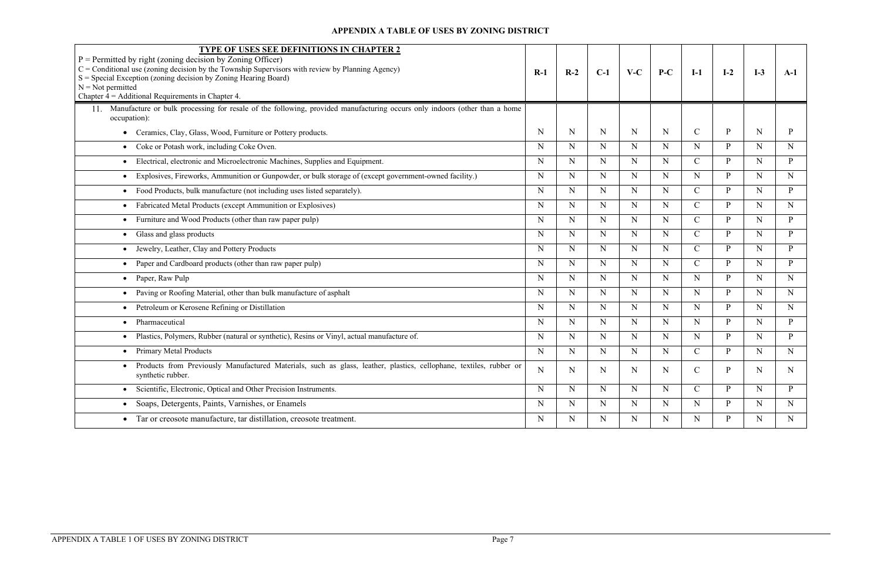## APPENDIX A TABLE OF USES BY ZONING DISTRICT

| **TYPE OF USES SEE DEFINITIONS IN CHAPTER 2**<br>P = Permitted by right (zoning decision by Zoning Officer)<br>C = Conditional use (zoning decision by the Township Supervisors with review by Planning Agency)<br>S = Special Exception (zoning decision by Zoning Hearing Board)<br>N = Not permitted<br>Chapter 4 = Additional Requirements in Chapter 4. | R-1 | R-2 | C-1 | V-C | P-C | I-1 | I-2 | I-3 | A-1 |
|---|---|---|---|---|---|---|---|---|---|
| 11. Manufacture or bulk processing for resale of the following, provided manufacturing occurs only indoors (other than a home occupation): | | | | | | | | | |
| • Ceramics, Clay, Glass, Wood, Furniture or Pottery products. | N | N | N | N | N | C | P | N | P |
| • Coke or Potash work, including Coke Oven. | N | N | N | N | N | N | P | N | N |
| • Electrical, electronic and Microelectronic Machines, Supplies and Equipment. | N | N | N | N | N | C | P | N | P |
| • Explosives, Fireworks, Ammunition or Gunpowder, or bulk storage of (except government-owned facility.) | N | N | N | N | N | N | P | N | N |
| • Food Products, bulk manufacture (not including uses listed separately). | N | N | N | N | N | C | P | N | P |
| • Fabricated Metal Products (except Ammunition or Explosives) | N | N | N | N | N | C | P | N | N |
| • Furniture and Wood Products (other than raw paper pulp) | N | N | N | N | N | C | P | N | P |
| • Glass and glass products | N | N | N | N | N | C | P | N | P |
| • Jewelry, Leather, Clay and Pottery Products | N | N | N | N | N | C | P | N | P |
| • Paper and Cardboard products (other than raw paper pulp) | N | N | N | N | N | C | P | N | P |
| • Paper, Raw Pulp | N | N | N | N | N | N | P | N | N |
| • Paving or Roofing Material, other than bulk manufacture of asphalt | N | N | N | N | N | N | P | N | N |
| • Petroleum or Kerosene Refining or Distillation | N | N | N | N | N | N | P | N | N |
| • Pharmaceutical | N | N | N | N | N | N | P | N | P |
| • Plastics, Polymers, Rubber (natural or synthetic), Resins or Vinyl, actual manufacture of. | N | N | N | N | N | N | P | N | P |
| • Primary Metal Products | N | N | N | N | N | C | P | N | N |
| • Products from Previously Manufactured Materials, such as glass, leather, plastics, cellophane, textiles, rubber or synthetic rubber. | N | N | N | N | N | C | P | N | N |
| • Scientific, Electronic, Optical and Other Precision Instruments. | N | N | N | N | N | C | P | N | P |
| • Soaps, Detergents, Paints, Varnishes, or Enamels | N | N | N | N | N | N | P | N | N |
| • Tar or creosote manufacture, tar distillation, creosote treatment. | N | N | N | N | N | N | P | N | N |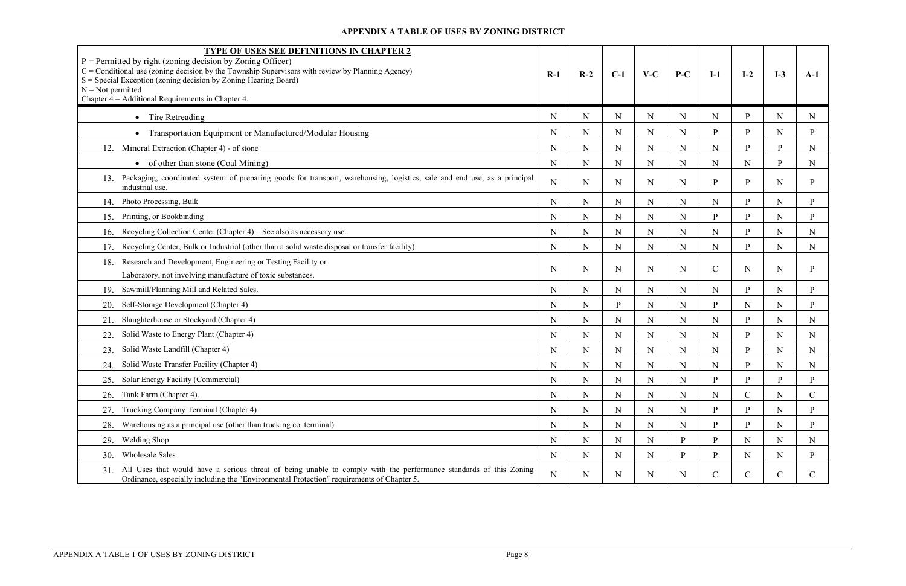## APPENDIX A TABLE OF USES BY ZONING DISTRICT

| TYPE OF USES SEE DEFINITIONS IN CHAPTER 2<br>P = Permitted by right (zoning decision by Zoning Officer)<br>C = Conditional use (zoning decision by the Township Supervisors with review by Planning Agency)<br>S = Special Exception (zoning decision by Zoning Hearing Board)<br>N = Not permitted<br>Chapter 4 = Additional Requirements in Chapter 4. | R-1 | R-2 | C-1 | V-C | P-C | I-1 | I-2 | I-3 | A-1 |
|---|---|---|---|---|---|---|---|---|---|
| • Tire Retreading | N | N | N | N | N | N | P | N | N |
| • Transportation Equipment or Manufactured/Modular Housing | N | N | N | N | N | P | P | N | P |
| 12. Mineral Extraction (Chapter 4) - of stone | N | N | N | N | N | N | P | P | N |
| • of other than stone (Coal Mining) | N | N | N | N | N | N | N | P | N |
| 13. Packaging, coordinated system of preparing goods for transport, warehousing, logistics, sale and end use, as a principal industrial use. | N | N | N | N | N | P | P | N | P |
| 14. Photo Processing, Bulk | N | N | N | N | N | N | P | N | P |
| 15. Printing, or Bookbinding | N | N | N | N | N | P | P | N | P |
| 16. Recycling Collection Center (Chapter 4) – See also as accessory use. | N | N | N | N | N | N | P | N | N |
| 17. Recycling Center, Bulk or Industrial (other than a solid waste disposal or transfer facility). | N | N | N | N | N | N | P | N | N |
| 18. Research and Development, Engineering or Testing Facility or Laboratory, not involving manufacture of toxic substances. | N | N | N | N | N | C | N | N | P |
| 19. Sawmill/Planning Mill and Related Sales. | N | N | N | N | N | N | P | N | P |
| 20. Self-Storage Development (Chapter 4) | N | N | P | N | N | P | N | N | P |
| 21. Slaughterhouse or Stockyard (Chapter 4) | N | N | N | N | N | N | P | N | N |
| 22. Solid Waste to Energy Plant (Chapter 4) | N | N | N | N | N | N | P | N | N |
| 23. Solid Waste Landfill (Chapter 4) | N | N | N | N | N | N | P | N | N |
| 24. Solid Waste Transfer Facility (Chapter 4) | N | N | N | N | N | N | P | N | N |
| 25. Solar Energy Facility (Commercial) | N | N | N | N | N | P | P | P | P |
| 26. Tank Farm (Chapter 4). | N | N | N | N | N | N | C | N | C |
| 27. Trucking Company Terminal (Chapter 4) | N | N | N | N | N | P | P | N | P |
| 28. Warehousing as a principal use (other than trucking co. terminal) | N | N | N | N | N | P | P | N | P |
| 29. Welding Shop | N | N | N | N | P | P | N | N | N |
| 30. Wholesale Sales | N | N | N | N | P | P | N | N | P |
| 31. All Uses that would have a serious threat of being unable to comply with the performance standards of this Zoning Ordinance, especially including the "Environmental Protection" requirements of Chapter 5. | N | N | N | N | N | C | C | C | C |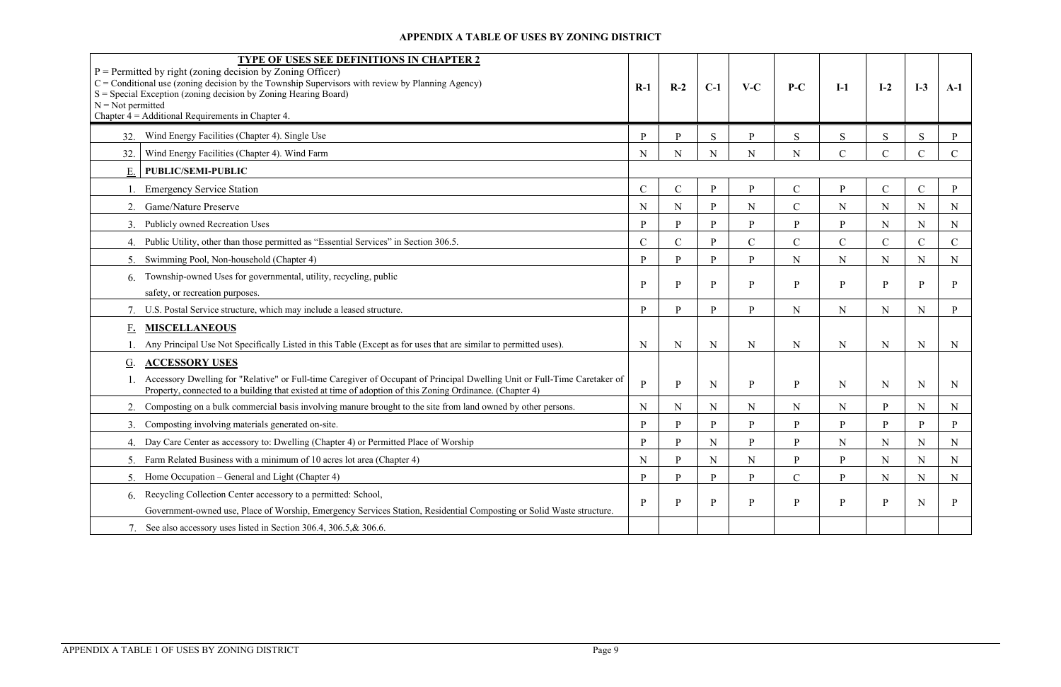# APPENDIX A TABLE OF USES BY ZONING DISTRICT

| TYPE OF USES SEE DEFINITIONS IN CHAPTER 2<br>P = Permitted by right (zoning decision by Zoning Officer)<br>C = Conditional use (zoning decision by the Township Supervisors with review by Planning Agency)<br>S = Special Exception (zoning decision by Zoning Hearing Board)<br>N = Not permitted<br>Chapter 4 = Additional Requirements in Chapter 4. | R-1 | R-2 | C-1 | V-C | P-C | I-1 | I-2 | I-3 | A-1 |
|---|---|---|---|---|---|---|---|---|---|
| 32. Wind Energy Facilities (Chapter 4). Single Use | P | P | S | P | S | S | S | S | P |
| 32. Wind Energy Facilities (Chapter 4). Wind Farm | N | N | N | N | N | C | C | C | C |
| E. **PUBLIC/SEMI-PUBLIC** | | | | | | | | | |
| 1. Emergency Service Station | C | C | P | P | C | P | C | C | P |
| 2. Game/Nature Preserve | N | N | P | N | C | N | N | N | N |
| 3. Publicly owned Recreation Uses | P | P | P | P | P | P | N | N | N |
| 4. Public Utility, other than those permitted as "Essential Services" in Section 306.5. | C | C | P | C | C | C | C | C | C |
| 5. Swimming Pool, Non-household (Chapter 4) | P | P | P | P | N | N | N | N | N |
| 6. Township-owned Uses for governmental, utility, recycling, public safety, or recreation purposes. | P | P | P | P | P | P | P | P | P |
| 7. U.S. Postal Service structure, which may include a leased structure. | P | P | P | P | N | N | N | N | P |
| F. **MISCELLANEOUS** | | | | | | | | | |
| 1. Any Principal Use Not Specifically Listed in this Table (Except as for uses that are similar to permitted uses). | N | N | N | N | N | N | N | N | N |
| G. **ACCESSORY USES** | | | | | | | | | |
| 1. Accessory Dwelling for "Relative" or Full-time Caregiver of Occupant of Principal Dwelling Unit or Full-Time Caretaker of Property, connected to a building that existed at time of adoption of this Zoning Ordinance. (Chapter 4) | P | P | N | P | P | N | N | N | N |
| 2. Composting on a bulk commercial basis involving manure brought to the site from land owned by other persons. | N | N | N | N | N | N | P | N | N |
| 3. Composting involving materials generated on-site. | P | P | P | P | P | P | P | P | P |
| 4. Day Care Center as accessory to: Dwelling (Chapter 4) or Permitted Place of Worship | P | P | N | P | P | N | N | N | N |
| 5. Farm Related Business with a minimum of 10 acres lot area (Chapter 4) | N | P | N | N | P | P | N | N | N |
| 5. Home Occupation – General and Light (Chapter 4) | P | P | P | P | C | P | N | N | N |
| 6. Recycling Collection Center accessory to a permitted: School, Government-owned use, Place of Worship, Emergency Services Station, Residential Composting or Solid Waste structure. | P | P | P | P | P | P | P | N | P |
| 7. See also accessory uses listed in Section 306.4, 306.5,& 306.6. | | | | | | | | | |